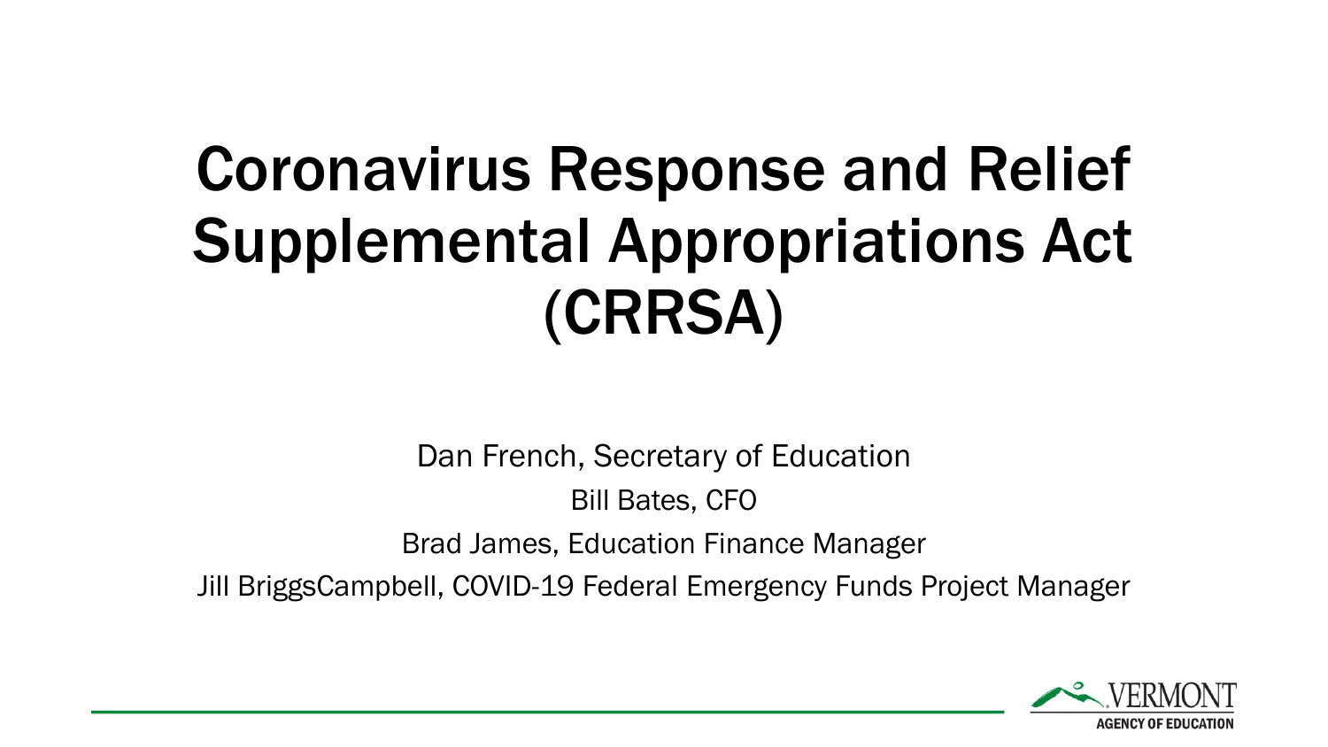# Coronavirus Response and Relief Supplemental Appropriations Act (CRRSA)

Dan French, Secretary of Education

Bill Bates, CFO

Brad James, Education Finance Manager

Jill BriggsCampbell, COVID-19 Federal Emergency Funds Project Manager

VERMONT AGENCY OF EDUCATION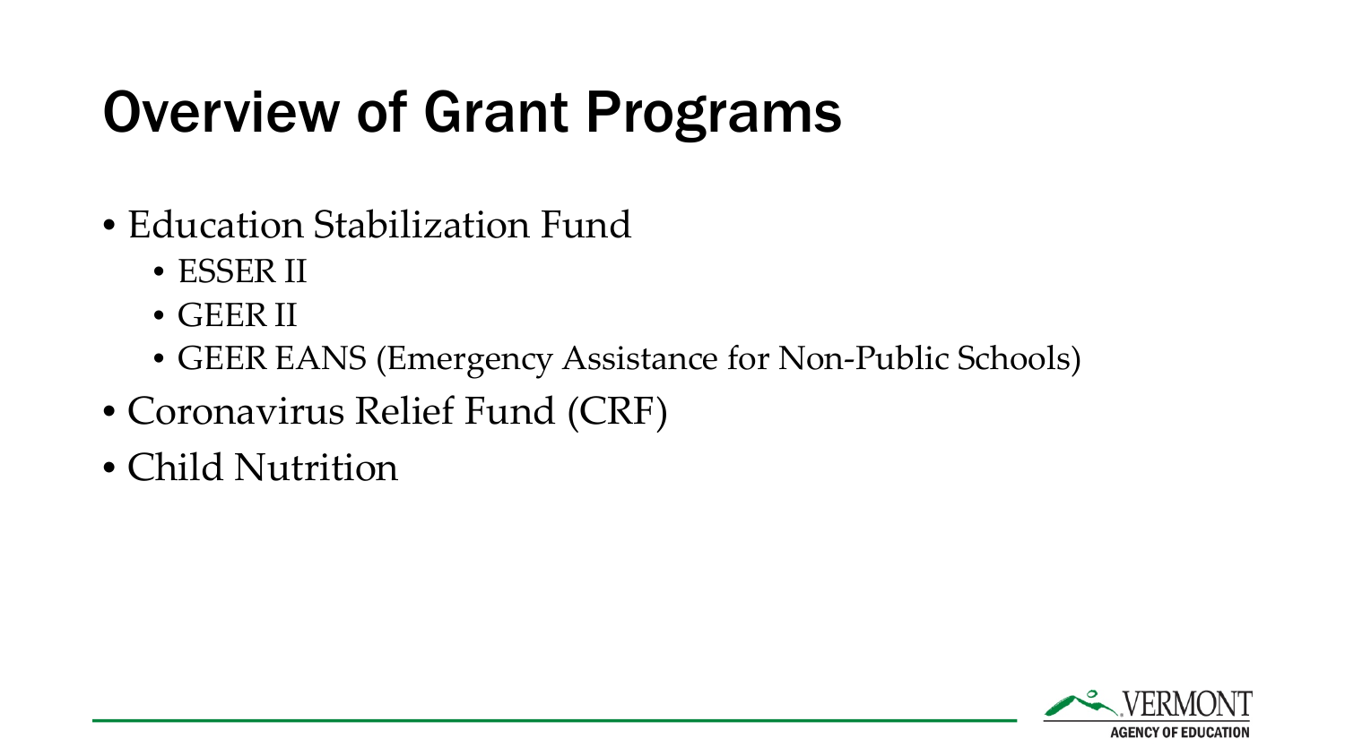# Overview of Grant Programs

- Education Stabilization Fund
  - ESSER II
  - GEER II
  - GEER EANS (Emergency Assistance for Non-Public Schools)
- Coronavirus Relief Fund (CRF)
- Child Nutrition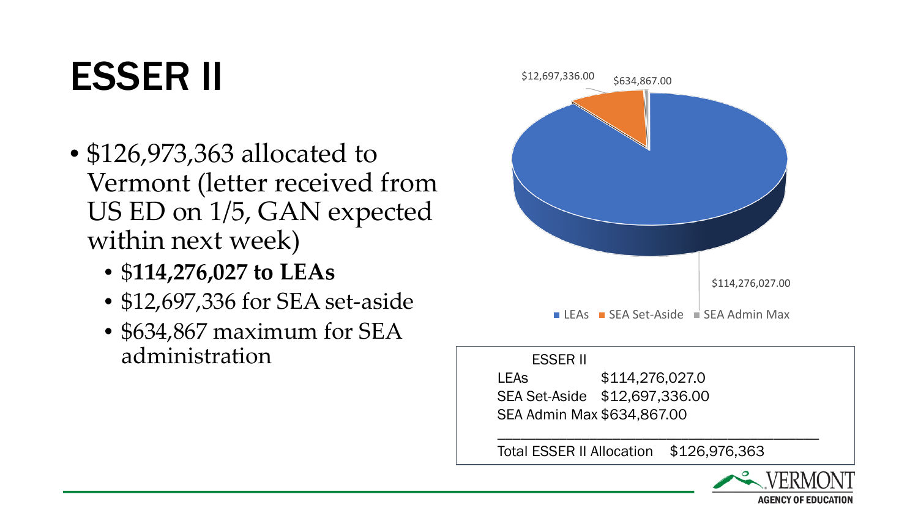# ESSER II

- $126,973,363 allocated to Vermont (letter received from US ED on 1/5, GAN expected within next week)
  - $**114,276,027 to LEAs**
  - $12,697,336 for SEA set-aside
  - $634,867 maximum for SEA administration

$12,697,336.00

$634,867.00

$114,276,027.00

LEAs | SEA Set-Aside | SEA Admin Max

| ESSER II | |
|---|---|
| LEAs | $114,276,027.0 |
| SEA Set-Aside | $12,697,336.00 |
| SEA Admin Max | $634,867.00 |
| Total ESSER II Allocation | $126,976,363 |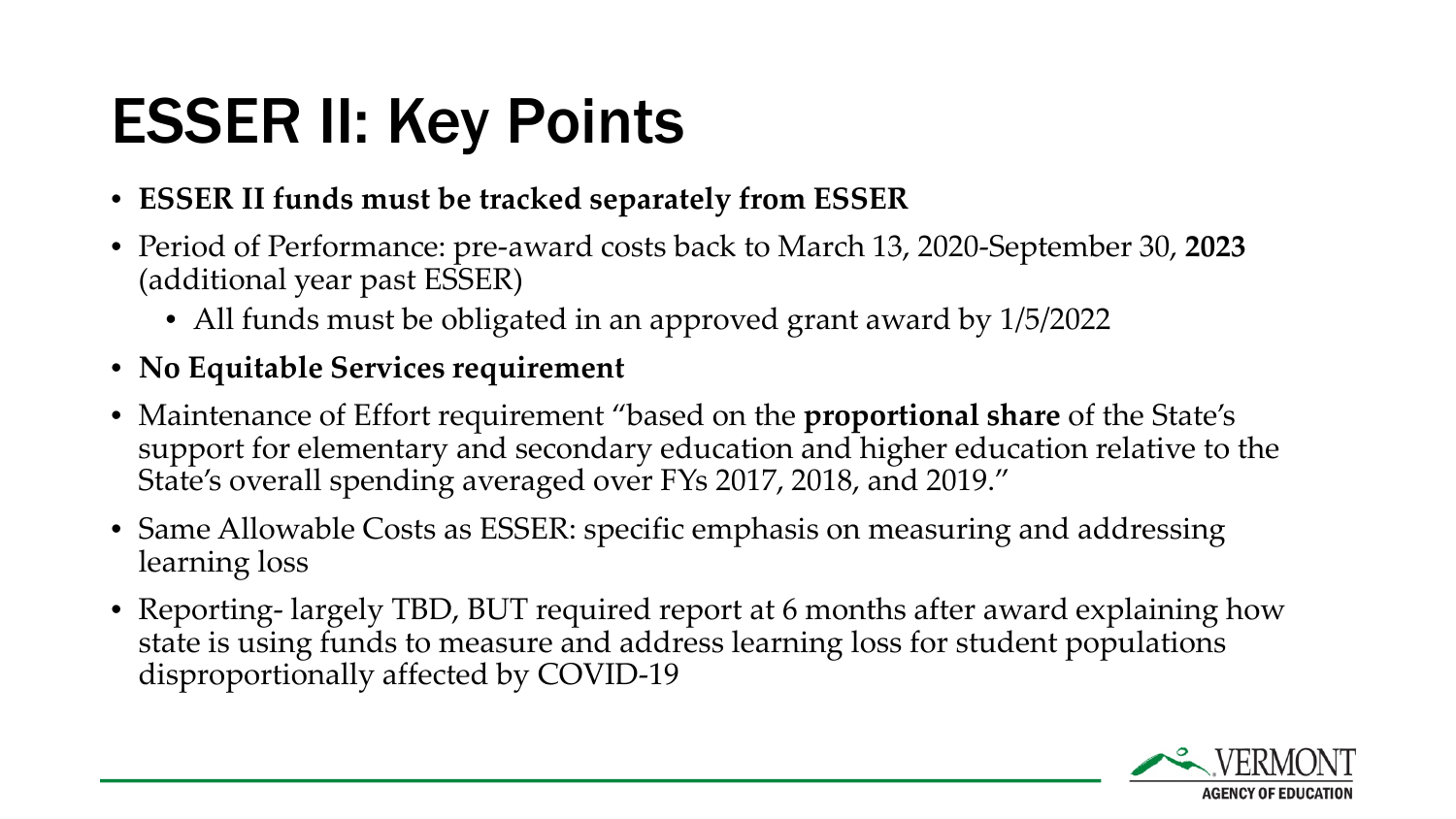# ESSER II: Key Points

- **ESSER II funds must be tracked separately from ESSER**
- Period of Performance: pre-award costs back to March 13, 2020-September 30, **2023** (additional year past ESSER)
  - All funds must be obligated in an approved grant award by 1/5/2022
- **No Equitable Services requirement**
- Maintenance of Effort requirement "based on the **proportional share** of the State's support for elementary and secondary education and higher education relative to the State's overall spending averaged over FYs 2017, 2018, and 2019."
- Same Allowable Costs as ESSER: specific emphasis on measuring and addressing learning loss
- Reporting- largely TBD, BUT required report at 6 months after award explaining how state is using funds to measure and address learning loss for student populations disproportionally affected by COVID-19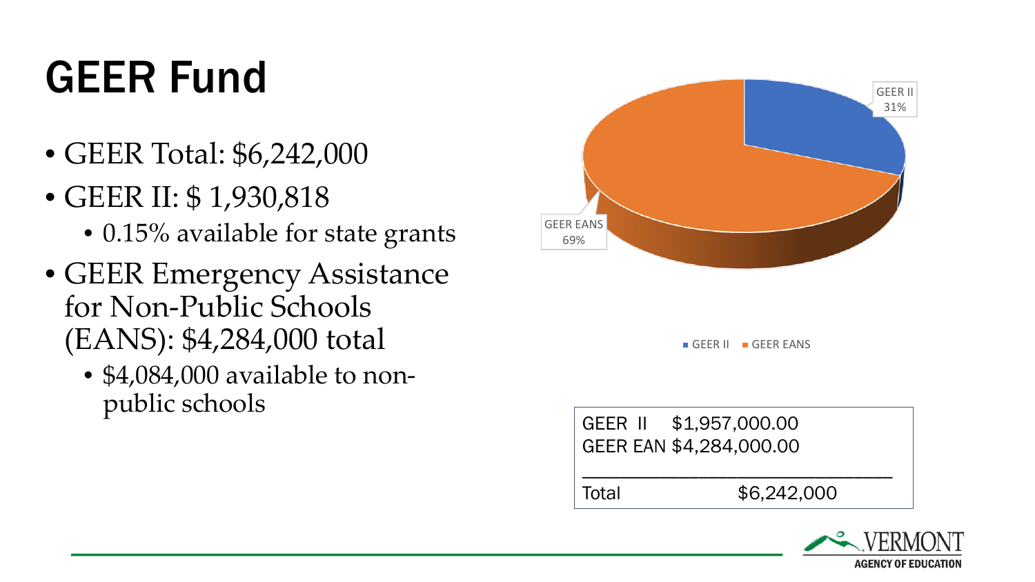# GEER Fund

- GEER Total: $6,242,000
- GEER II: $ 1,930,818
  - 0.15% available for state grants
- GEER Emergency Assistance for Non-Public Schools (EANS): $4,284,000 total
  - $4,084,000 available to non-public schools

GEER II 31%
GEER EANS 69%

GEER II · GEER EANS

| | |
|---|---|
| GEER II | $1,957,000.00 |
| GEER EAN | $4,284,000.00 |
| Total | $6,242,000 |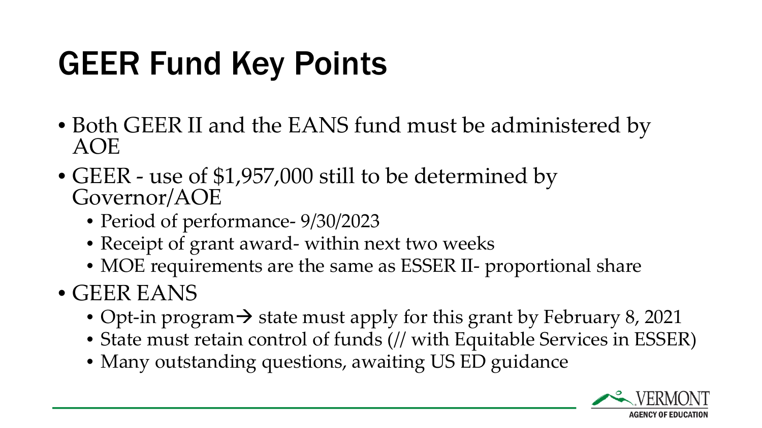# GEER Fund Key Points

- Both GEER II and the EANS fund must be administered by AOE
- GEER - use of $1,957,000 still to be determined by Governor/AOE
  - Period of performance- 9/30/2023
  - Receipt of grant award- within next two weeks
  - MOE requirements are the same as ESSER II- proportional share
- GEER EANS
  - Opt-in program→ state must apply for this grant by February 8, 2021
  - State must retain control of funds (// with Equitable Services in ESSER)
  - Many outstanding questions, awaiting US ED guidance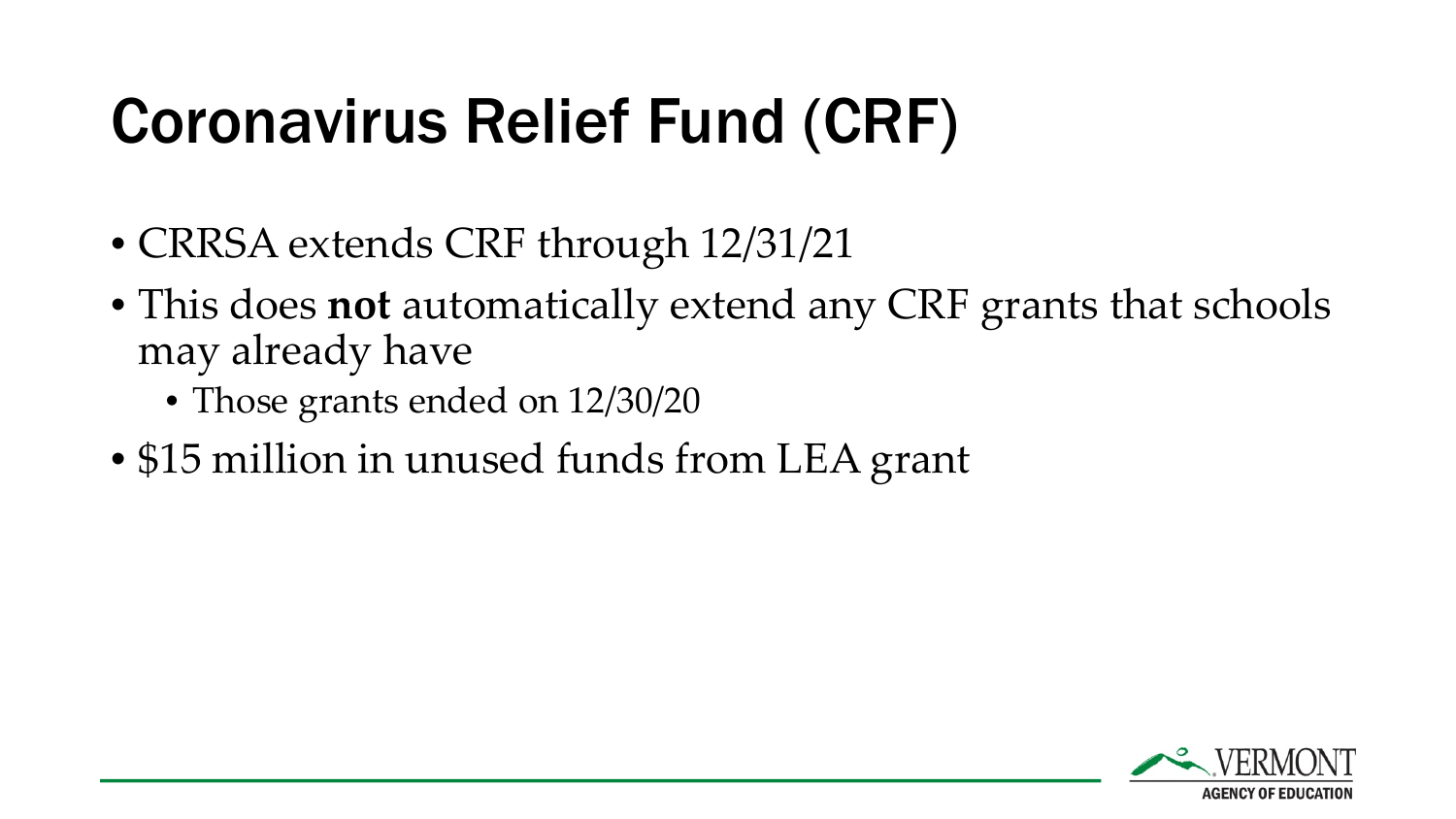# Coronavirus Relief Fund (CRF)

- CRRSA extends CRF through 12/31/21
- This does **not** automatically extend any CRF grants that schools may already have
  - Those grants ended on 12/30/20
- $15 million in unused funds from LEA grant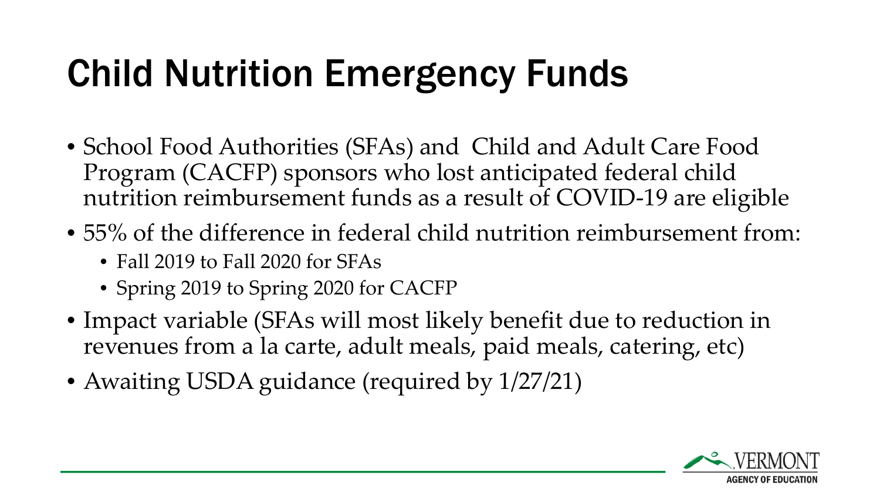# Child Nutrition Emergency Funds

- School Food Authorities (SFAs) and Child and Adult Care Food Program (CACFP) sponsors who lost anticipated federal child nutrition reimbursement funds as a result of COVID-19 are eligible
- 55% of the difference in federal child nutrition reimbursement from:
  - Fall 2019 to Fall 2020 for SFAs
  - Spring 2019 to Spring 2020 for CACFP
- Impact variable (SFAs will most likely benefit due to reduction in revenues from a la carte, adult meals, paid meals, catering, etc)
- Awaiting USDA guidance (required by 1/27/21)